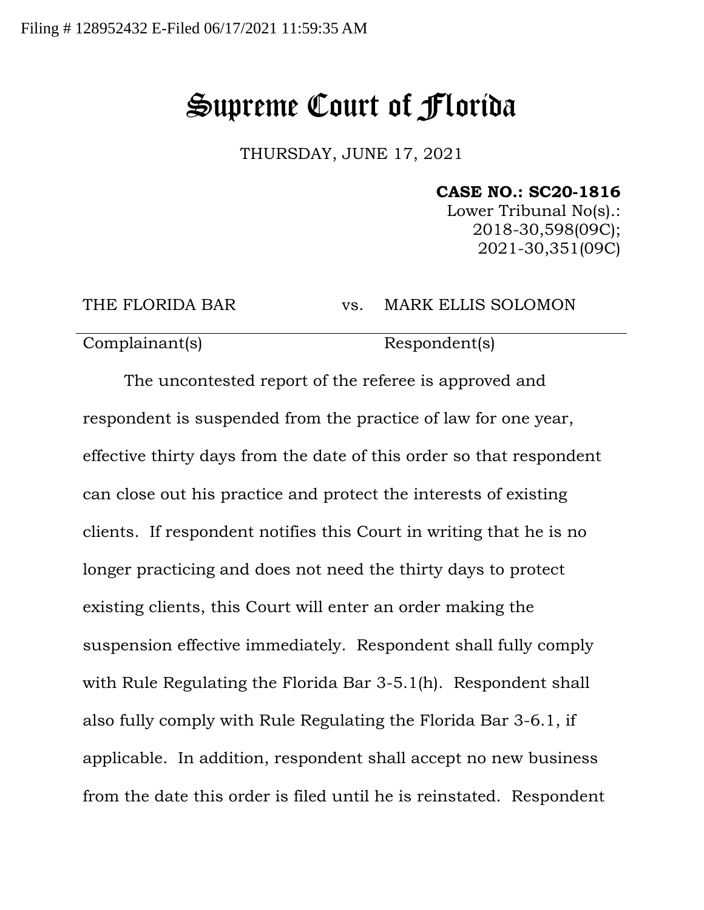Filing # 128952432 E-Filed 06/17/2021 11:59:35 AM

# Supreme Court of Florida

THURSDAY, JUNE 17, 2021

**CASE NO.: SC20-1816**
Lower Tribunal No(s).:
2018-30,598(09C);
2021-30,351(09C)

| THE FLORIDA BAR | vs. | MARK ELLIS SOLOMON |
|---|---|---|
| Complainant(s) | | Respondent(s) |

The uncontested report of the referee is approved and respondent is suspended from the practice of law for one year, effective thirty days from the date of this order so that respondent can close out his practice and protect the interests of existing clients. If respondent notifies this Court in writing that he is no longer practicing and does not need the thirty days to protect existing clients, this Court will enter an order making the suspension effective immediately. Respondent shall fully comply with Rule Regulating the Florida Bar 3-5.1(h). Respondent shall also fully comply with Rule Regulating the Florida Bar 3-6.1, if applicable. In addition, respondent shall accept no new business from the date this order is filed until he is reinstated. Respondent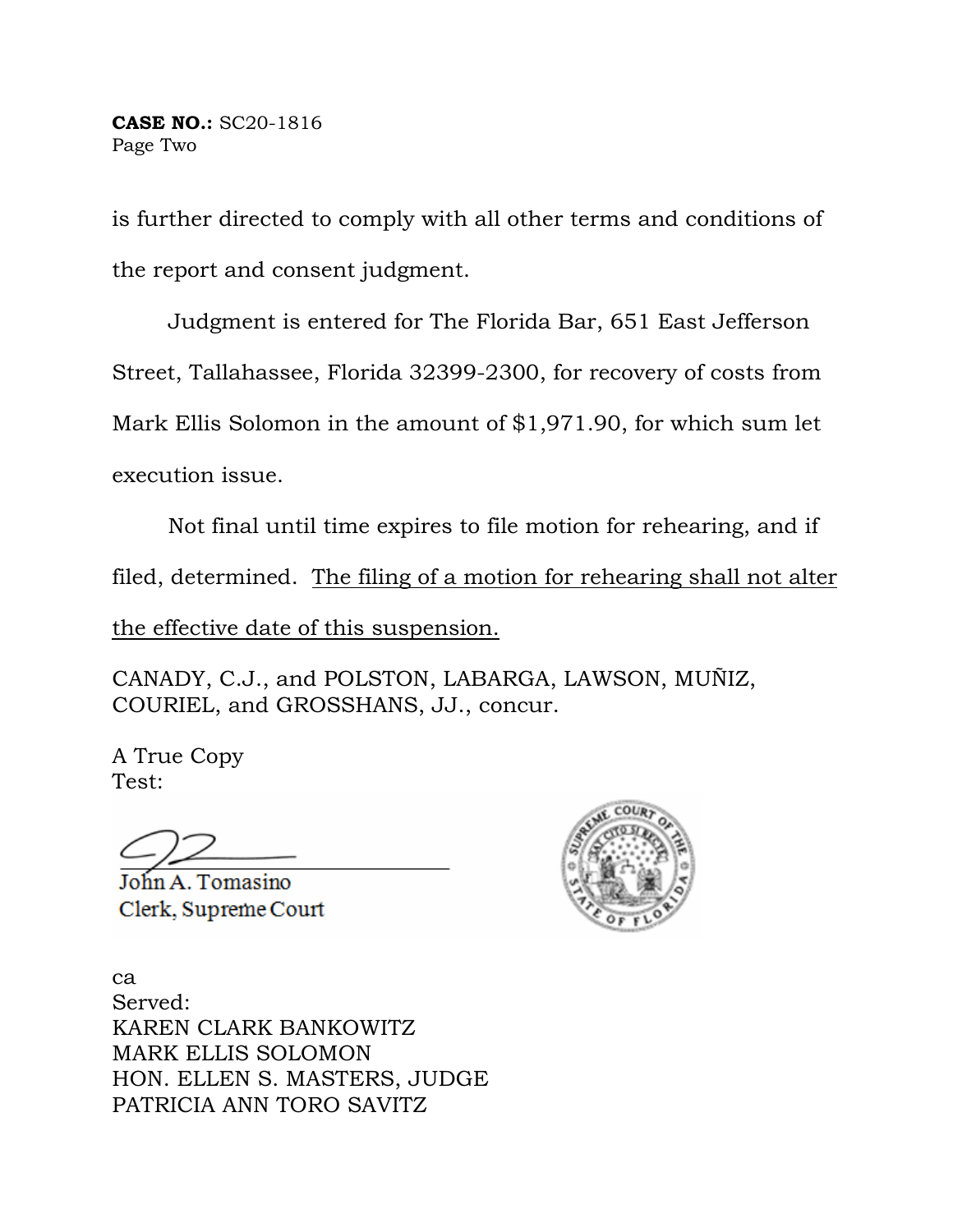is further directed to comply with all other terms and conditions of the report and consent judgment.

Judgment is entered for The Florida Bar, 651 East Jefferson Street, Tallahassee, Florida 32399-2300, for recovery of costs from Mark Ellis Solomon in the amount of $1,971.90, for which sum let execution issue.

Not final until time expires to file motion for rehearing, and if filed, determined. <u>The filing of a motion for rehearing shall not alter the effective date of this suspension.</u>

CANADY, C.J., and POLSTON, LABARGA, LAWSON, MUÑIZ, COURIEL, and GROSSHANS, JJ., concur.

A True Copy
Test:

John A. Tomasino
Clerk, Supreme Court

ca
Served:
KAREN CLARK BANKOWITZ
MARK ELLIS SOLOMON
HON. ELLEN S. MASTERS, JUDGE
PATRICIA ANN TORO SAVITZ